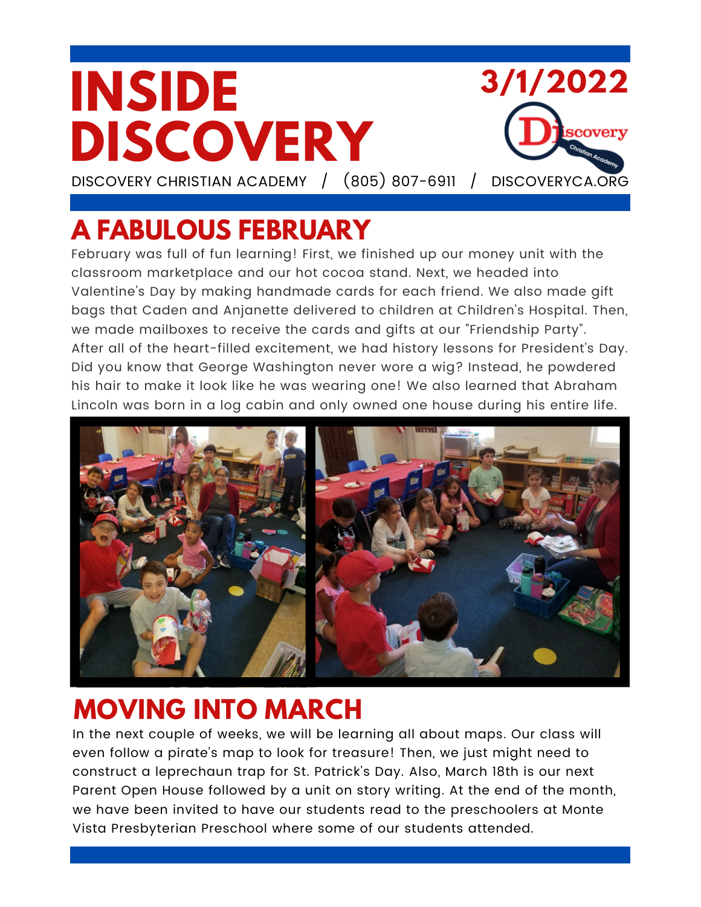# INSIDE DISCOVERY

**3/1/2022**

DISCOVERY CHRISTIAN ACADEMY / (805) 807-6911 / DISCOVERYCA.ORG

## A FABULOUS FEBRUARY

February was full of fun learning! First, we finished up our money unit with the classroom marketplace and our hot cocoa stand. Next, we headed into Valentine's Day by making handmade cards for each friend. We also made gift bags that Caden and Anjanette delivered to children at Children's Hospital. Then, we made mailboxes to receive the cards and gifts at our "Friendship Party". After all of the heart-filled excitement, we had history lessons for President's Day. Did you know that George Washington never wore a wig? Instead, he powdered his hair to make it look like he was wearing one! We also learned that Abraham Lincoln was born in a log cabin and only owned one house during his entire life.

## MOVING INTO MARCH

In the next couple of weeks, we will be learning all about maps. Our class will even follow a pirate's map to look for treasure! Then, we just might need to construct a leprechaun trap for St. Patrick's Day. Also, March 18th is our next Parent Open House followed by a unit on story writing. At the end of the month, we have been invited to have our students read to the preschoolers at Monte Vista Presbyterian Preschool where some of our students attended.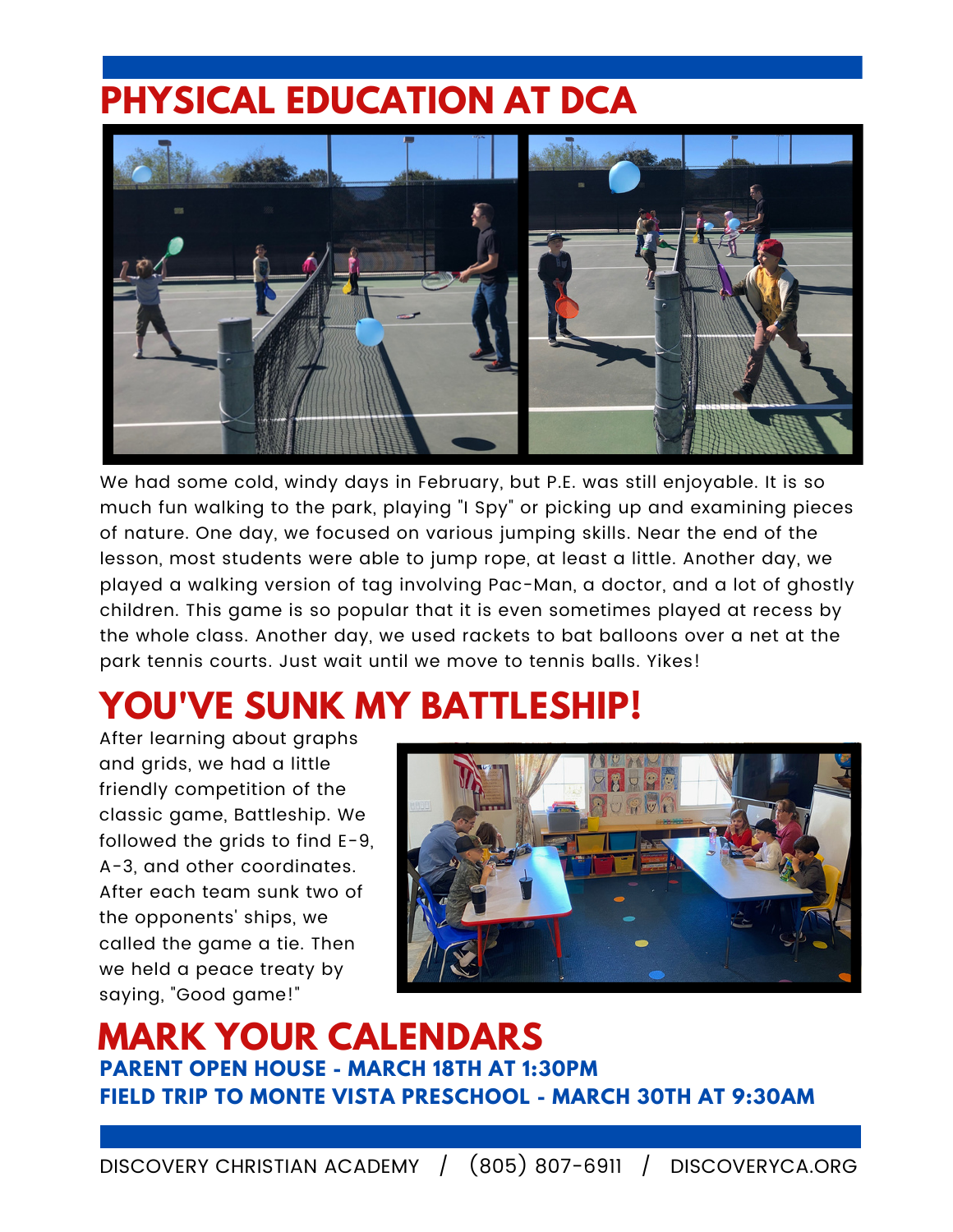# PHYSICAL EDUCATION AT DCA

We had some cold, windy days in February, but P.E. was still enjoyable. It is so much fun walking to the park, playing "I Spy" or picking up and examining pieces of nature. One day, we focused on various jumping skills. Near the end of the lesson, most students were able to jump rope, at least a little. Another day, we played a walking version of tag involving Pac-Man, a doctor, and a lot of ghostly children. This game is so popular that it is even sometimes played at recess by the whole class. Another day, we used rackets to bat balloons over a net at the park tennis courts. Just wait until we move to tennis balls. Yikes!

# YOU'VE SUNK MY BATTLESHIP!

After learning about graphs and grids, we had a little friendly competition of the classic game, Battleship. We followed the grids to find E-9, A-3, and other coordinates. After each team sunk two of the opponents' ships, we called the game a tie. Then we held a peace treaty by saying, "Good game!"

# MARK YOUR CALENDARS

**PARENT OPEN HOUSE - MARCH 18TH AT 1:30PM**

**FIELD TRIP TO MONTE VISTA PRESCHOOL - MARCH 30TH AT 9:30AM**

DISCOVERY CHRISTIAN ACADEMY / (805) 807-6911 / DISCOVERYCA.ORG